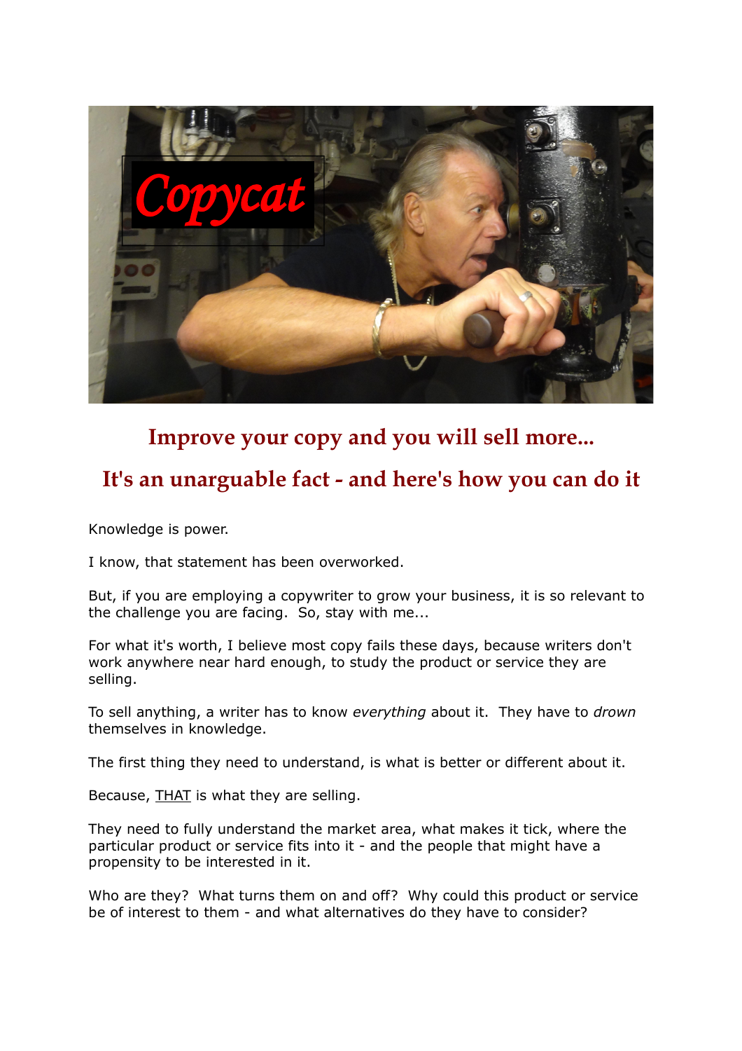## Improve your copy and you will sell more...

## It's an unarguable fact - and here's how you can do it

Knowledge is power.

I know, that statement has been overworked.

But, if you are employing a copywriter to grow your business, it is so relevant to the challenge you are facing. So, stay with me...

For what it's worth, I believe most copy fails these days, because writers don't work anywhere near hard enough, to study the product or service they are selling.

To sell anything, a writer has to know *everything* about it. They have to *drown* themselves in knowledge.

The first thing they need to understand, is what is better or different about it.

Because, <u>THAT</u> is what they are selling.

They need to fully understand the market area, what makes it tick, where the particular product or service fits into it - and the people that might have a propensity to be interested in it.

Who are they? What turns them on and off? Why could this product or service be of interest to them - and what alternatives do they have to consider?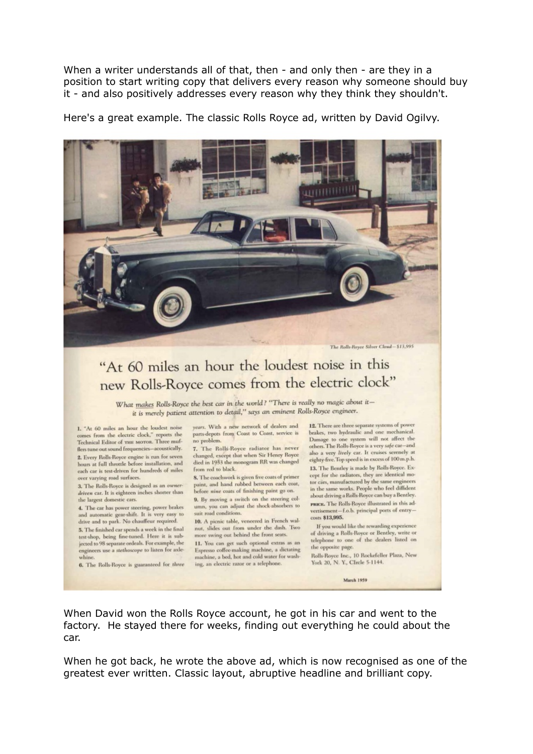When a writer understands all of that, then - and only then - are they in a position to start writing copy that delivers every reason why someone should buy it - and also positively addresses every reason why they think they shouldn't.

Here's a great example. The classic Rolls Royce ad, written by David Ogilvy.

*The Rolls-Royce Silver Cloud—$13,995*

# "At 60 miles an hour the loudest noise in this new Rolls-Royce comes from the electric clock"

*What makes Rolls-Royce the best car in the world? "There is really no magic about it—it is merely patient attention to detail," says an eminent Rolls-Royce engineer.*

1. "At 60 miles an hour the loudest noise comes from the electric clock," reports the Technical Editor of THE MOTOR. Three mufflers tune out sound frequencies—acoustically.

2. Every Rolls-Royce engine is run for seven hours at full throttle before installation, and each car is test-driven for hundreds of miles over varying road surfaces.

3. The Rolls-Royce is designed as an *owner-driven* car. It is eighteen inches shorter than the largest domestic cars.

4. The car has power steering, power brakes and automatic gear-shift. It is very easy to drive and to park. No chauffeur required.

5. The finished car spends a week in the final test-shop, being fine-tuned. Here it is subjected to 98 separate ordeals. For example, the engineers use a *stethoscope* to listen for axle-whine.

6. The Rolls-Royce is guaranteed for *three years*. With a new network of dealers and parts-depots from Coast to Coast, service is no problem.

7. The Rolls-Royce radiator has never changed, except that when Sir Henry Royce died in 1933 the monogram RR was changed from red to black.

8. The coachwork is given five coats of primer paint, and hand rubbed between each coat, before *nine* coats of finishing paint go on.

9. By moving a switch on the steering column, you can adjust the shock-absorbers to suit road conditions.

10. A picnic table, veneered in French walnut, slides out from under the dash. Two more swing out behind the front seats.

11. You can get such optional extras as an Espresso coffee-making machine, a dictating machine, a bed, hot and cold water for washing, an electric razor or a telephone.

12. There are three separate systems of power brakes, two hydraulic and one mechanical. Damage to one system will not affect the others. The Rolls-Royce is a very *safe* car—and also a very *lively* car. It cruises serenely at eighty-five. Top speed is in excess of 100 m.p.h.

13. The Bentley is made by Rolls-Royce. Except for the radiators, they are identical motor cars, manufactured by the same engineers in the same works. People who feel diffident about driving a Rolls-Royce can buy a Bentley.

PRICE. The Rolls-Royce illustrated in this advertisement—f.o.b. principal ports of entry—costs **$13,995.**

If you would like the rewarding experience of driving a Rolls-Royce or Bentley, write or telephone to one of the dealers listed on the opposite page.

Rolls-Royce Inc., 10 Rockefeller Plaza, New York 20, N. Y., CIrcle 5-1144.

March 1959

When David won the Rolls Royce account, he got in his car and went to the factory. He stayed there for weeks, finding out everything he could about the car.

When he got back, he wrote the above ad, which is now recognised as one of the greatest ever written. Classic layout, abruptive headline and brilliant copy.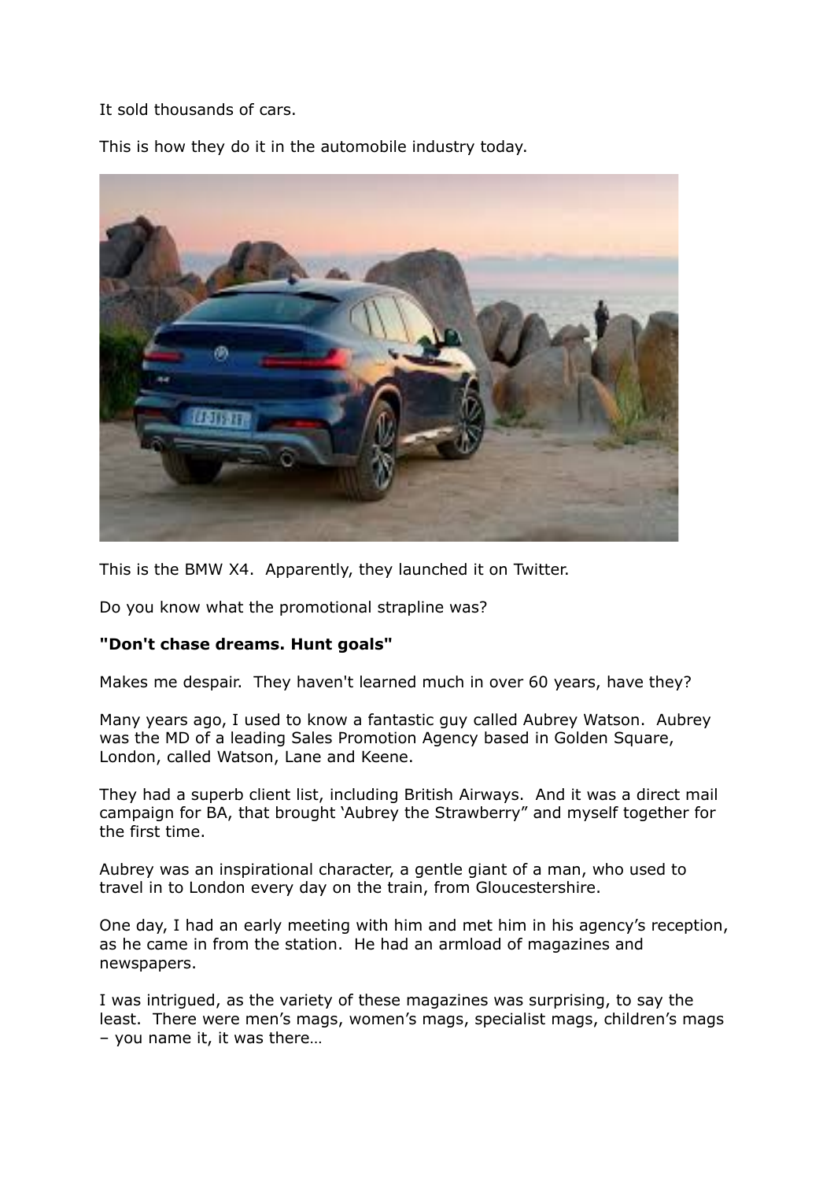It sold thousands of cars.

This is how they do it in the automobile industry today.

This is the BMW X4. Apparently, they launched it on Twitter.

Do you know what the promotional strapline was?

**"Don't chase dreams. Hunt goals"**

Makes me despair. They haven't learned much in over 60 years, have they?

Many years ago, I used to know a fantastic guy called Aubrey Watson. Aubrey was the MD of a leading Sales Promotion Agency based in Golden Square, London, called Watson, Lane and Keene.

They had a superb client list, including British Airways. And it was a direct mail campaign for BA, that brought 'Aubrey the Strawberry" and myself together for the first time.

Aubrey was an inspirational character, a gentle giant of a man, who used to travel in to London every day on the train, from Gloucestershire.

One day, I had an early meeting with him and met him in his agency's reception, as he came in from the station. He had an armload of magazines and newspapers.

I was intrigued, as the variety of these magazines was surprising, to say the least. There were men's mags, women's mags, specialist mags, children's mags – you name it, it was there…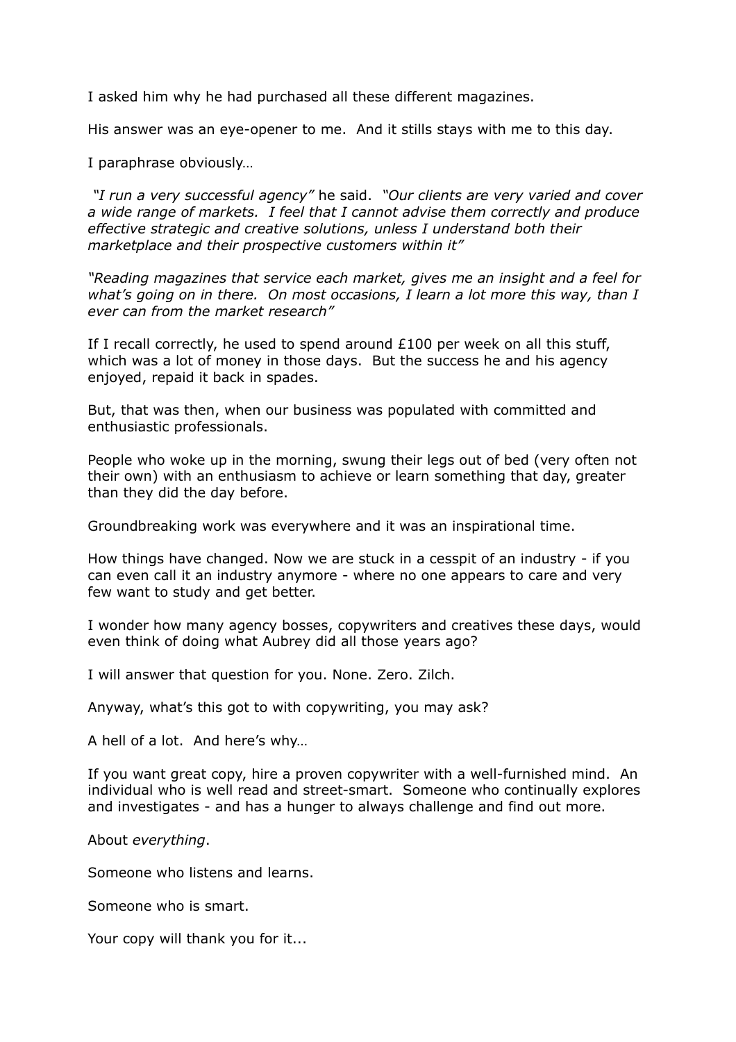I asked him why he had purchased all these different magazines.

His answer was an eye-opener to me.  And it stills stays with me to this day.

I paraphrase obviously…

*"I run a very successful agency"* he said.  *"Our clients are very varied and cover a wide range of markets.  I feel that I cannot advise them correctly and produce effective strategic and creative solutions, unless I understand both their marketplace and their prospective customers within it"*

*"Reading magazines that service each market, gives me an insight and a feel for what's going on in there.  On most occasions, I learn a lot more this way, than I ever can from the market research"*

If I recall correctly, he used to spend around £100 per week on all this stuff, which was a lot of money in those days.  But the success he and his agency enjoyed, repaid it back in spades.

But, that was then, when our business was populated with committed and enthusiastic professionals.

People who woke up in the morning, swung their legs out of bed (very often not their own) with an enthusiasm to achieve or learn something that day, greater than they did the day before.

Groundbreaking work was everywhere and it was an inspirational time.

How things have changed. Now we are stuck in a cesspit of an industry - if you can even call it an industry anymore - where no one appears to care and very few want to study and get better.

I wonder how many agency bosses, copywriters and creatives these days, would even think of doing what Aubrey did all those years ago?

I will answer that question for you. None. Zero. Zilch.

Anyway, what's this got to with copywriting, you may ask?

A hell of a lot.  And here's why…

If you want great copy, hire a proven copywriter with a well-furnished mind.  An individual who is well read and street-smart.  Someone who continually explores and investigates - and has a hunger to always challenge and find out more.

About *everything*.

Someone who listens and learns.

Someone who is smart.

Your copy will thank you for it...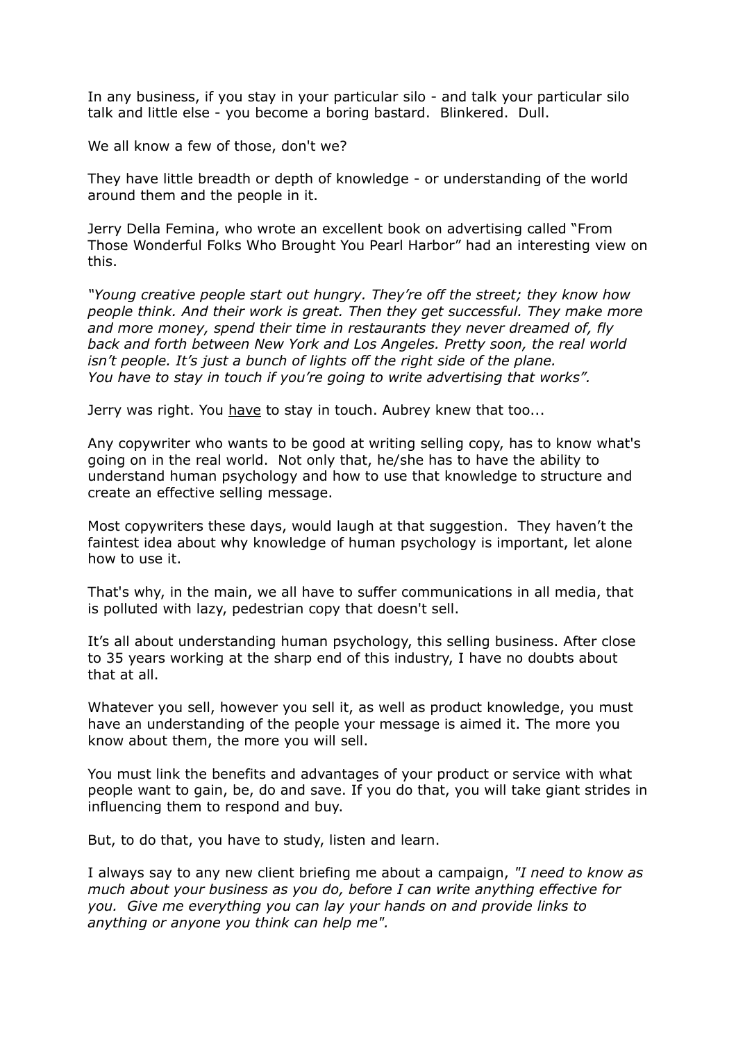In any business, if you stay in your particular silo - and talk your particular silo talk and little else - you become a boring bastard. Blinkered. Dull.

We all know a few of those, don't we?

They have little breadth or depth of knowledge - or understanding of the world around them and the people in it.

Jerry Della Femina, who wrote an excellent book on advertising called "From Those Wonderful Folks Who Brought You Pearl Harbor" had an interesting view on this.

*"Young creative people start out hungry. They're off the street; they know how people think. And their work is great. Then they get successful. They make more and more money, spend their time in restaurants they never dreamed of, fly back and forth between New York and Los Angeles. Pretty soon, the real world isn't people. It's just a bunch of lights off the right side of the plane. You have to stay in touch if you're going to write advertising that works".*

Jerry was right. You <u>have</u> to stay in touch. Aubrey knew that too...

Any copywriter who wants to be good at writing selling copy, has to know what's going on in the real world. Not only that, he/she has to have the ability to understand human psychology and how to use that knowledge to structure and create an effective selling message.

Most copywriters these days, would laugh at that suggestion. They haven't the faintest idea about why knowledge of human psychology is important, let alone how to use it.

That's why, in the main, we all have to suffer communications in all media, that is polluted with lazy, pedestrian copy that doesn't sell.

It's all about understanding human psychology, this selling business. After close to 35 years working at the sharp end of this industry, I have no doubts about that at all.

Whatever you sell, however you sell it, as well as product knowledge, you must have an understanding of the people your message is aimed it. The more you know about them, the more you will sell.

You must link the benefits and advantages of your product or service with what people want to gain, be, do and save. If you do that, you will take giant strides in influencing them to respond and buy.

But, to do that, you have to study, listen and learn.

I always say to any new client briefing me about a campaign, *"I need to know as much about your business as you do, before I can write anything effective for you. Give me everything you can lay your hands on and provide links to anything or anyone you think can help me".*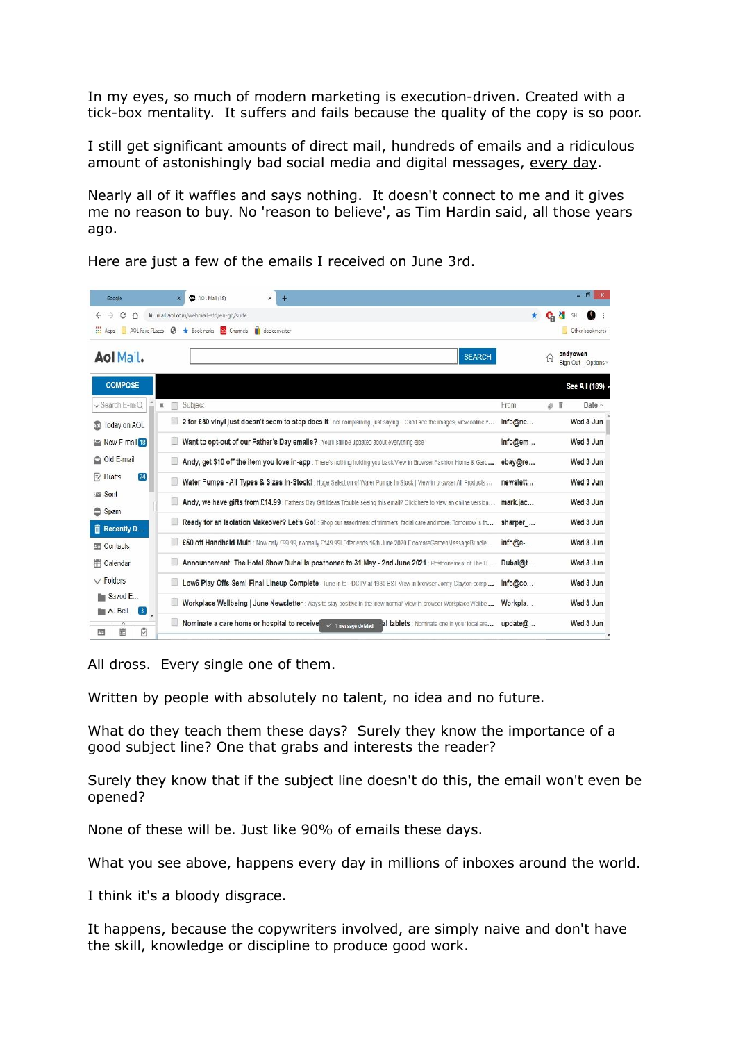In my eyes, so much of modern marketing is execution-driven. Created with a tick-box mentality. It suffers and fails because the quality of the copy is so poor.

I still get significant amounts of direct mail, hundreds of emails and a ridiculous amount of astonishingly bad social media and digital messages, every day.

Nearly all of it waffles and says nothing. It doesn't connect to me and it gives me no reason to buy. No 'reason to believe', as Tim Hardin said, all those years ago.

Here are just a few of the emails I received on June 3rd.

All dross. Every single one of them.

Written by people with absolutely no talent, no idea and no future.

What do they teach them these days? Surely they know the importance of a good subject line? One that grabs and interests the reader?

Surely they know that if the subject line doesn't do this, the email won't even be opened?

None of these will be. Just like 90% of emails these days.

What you see above, happens every day in millions of inboxes around the world.

I think it's a bloody disgrace.

It happens, because the copywriters involved, are simply naive and don't have the skill, knowledge or discipline to produce good work.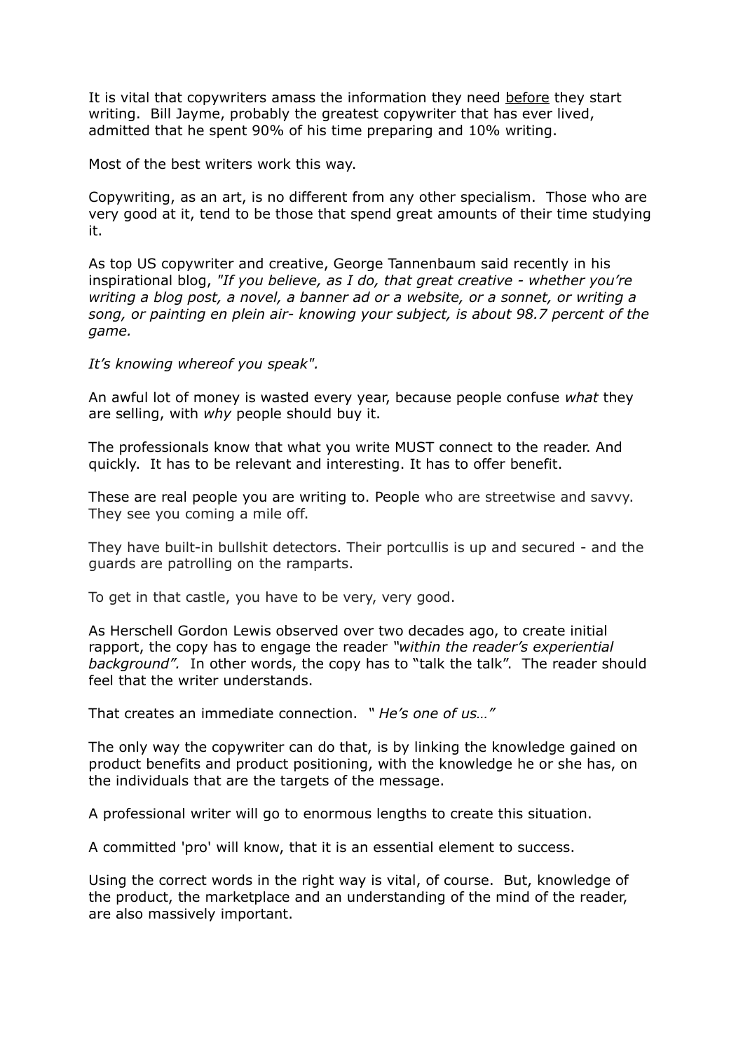It is vital that copywriters amass the information they need before they start writing.  Bill Jayme, probably the greatest copywriter that has ever lived, admitted that he spent 90% of his time preparing and 10% writing.

Most of the best writers work this way.

Copywriting, as an art, is no different from any other specialism.  Those who are very good at it, tend to be those that spend great amounts of their time studying it.

As top US copywriter and creative, George Tannenbaum said recently in his inspirational blog, *"If you believe, as I do, that great creative - whether you're writing a blog post, a novel, a banner ad or a website, or a sonnet, or writing a song, or painting en plein air- knowing your subject, is about 98.7 percent of the game.*

*It's knowing whereof you speak".*

An awful lot of money is wasted every year, because people confuse *what* they are selling, with *why* people should buy it.

The professionals know that what you write MUST connect to the reader. And quickly.  It has to be relevant and interesting. It has to offer benefit.

These are real people you are writing to. People who are streetwise and savvy. They see you coming a mile off.

They have built-in bullshit detectors. Their portcullis is up and secured - and the guards are patrolling on the ramparts.

To get in that castle, you have to be very, very good.

As Herschell Gordon Lewis observed over two decades ago, to create initial rapport, the copy has to engage the reader *"within the reader's experiential background".*  In other words, the copy has to "talk the talk".  The reader should feel that the writer understands.

That creates an immediate connection.  " *He's one of us…"*

The only way the copywriter can do that, is by linking the knowledge gained on product benefits and product positioning, with the knowledge he or she has, on the individuals that are the targets of the message.

A professional writer will go to enormous lengths to create this situation.

A committed 'pro' will know, that it is an essential element to success.

Using the correct words in the right way is vital, of course.  But, knowledge of the product, the marketplace and an understanding of the mind of the reader, are also massively important.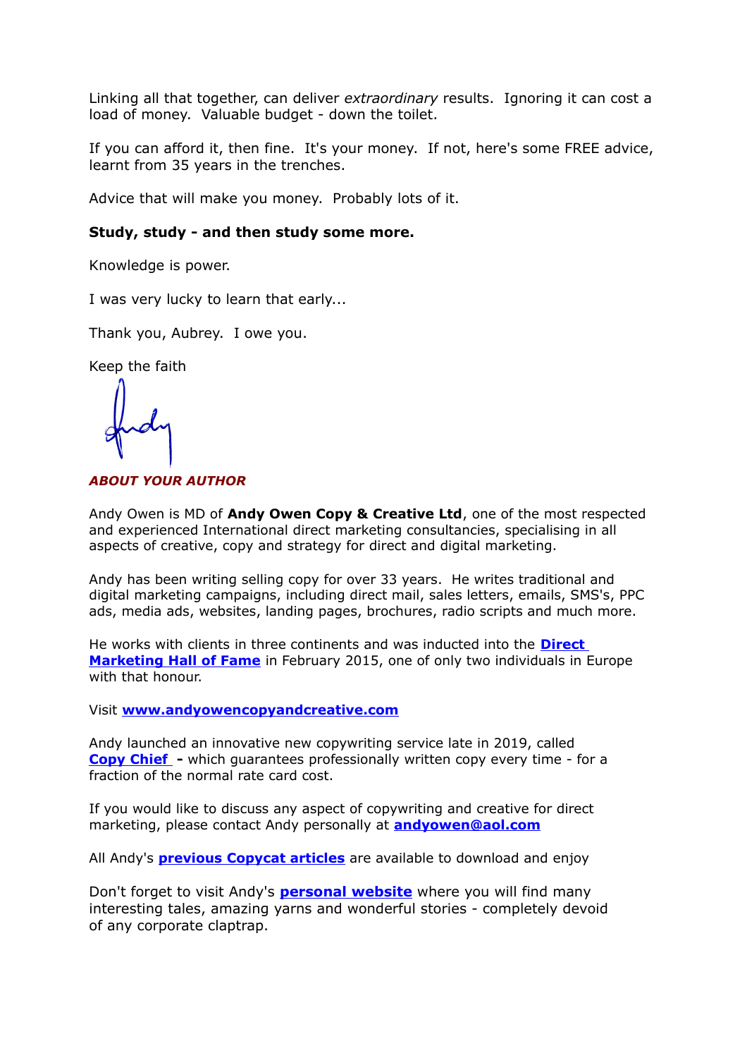Linking all that together, can deliver *extraordinary* results. Ignoring it can cost a load of money. Valuable budget - down the toilet.

If you can afford it, then fine. It's your money. If not, here's some FREE advice, learnt from 35 years in the trenches.

Advice that will make you money. Probably lots of it.

**Study, study - and then study some more.**

Knowledge is power.

I was very lucky to learn that early...

Thank you, Aubrey. I owe you.

Keep the faith

Andy

***ABOUT YOUR AUTHOR***

Andy Owen is MD of **Andy Owen Copy & Creative Ltd**, one of the most respected and experienced International direct marketing consultancies, specialising in all aspects of creative, copy and strategy for direct and digital marketing.

Andy has been writing selling copy for over 33 years. He writes traditional and digital marketing campaigns, including direct mail, sales letters, emails, SMS's, PPC ads, media ads, websites, landing pages, brochures, radio scripts and much more.

He works with clients in three continents and was inducted into the **Direct Marketing Hall of Fame** in February 2015, one of only two individuals in Europe with that honour.

Visit **www.andyowencopyandcreative.com**

Andy launched an innovative new copywriting service late in 2019, called **Copy Chief** **-** which guarantees professionally written copy every time - for a fraction of the normal rate card cost.

If you would like to discuss any aspect of copywriting and creative for direct marketing, please contact Andy personally at **andyowen@aol.com**

All Andy's **previous Copycat articles** are available to download and enjoy

Don't forget to visit Andy's **personal website** where you will find many interesting tales, amazing yarns and wonderful stories - completely devoid of any corporate claptrap.